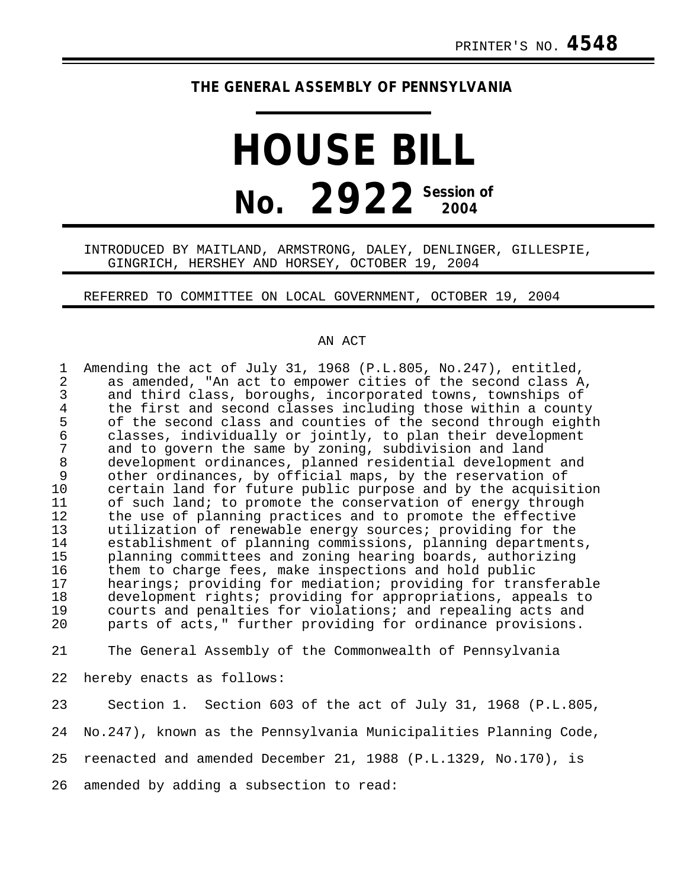PRINTER'S NO. **4548**

**THE GENERAL ASSEMBLY OF PENNSYLVANIA**

# HOUSE BILL

# No. 2922 Session of 2004

INTRODUCED BY MAITLAND, ARMSTRONG, DALEY, DENLINGER, GILLESPIE, GINGRICH, HERSHEY AND HORSEY, OCTOBER 19, 2004

REFERRED TO COMMITTEE ON LOCAL GOVERNMENT, OCTOBER 19, 2004

AN ACT

Amending the act of July 31, 1968 (P.L.805, No.247), entitled, as amended, "An act to empower cities of the second class A, and third class, boroughs, incorporated towns, townships of the first and second classes including those within a county of the second class and counties of the second through eighth classes, individually or jointly, to plan their development and to govern the same by zoning, subdivision and land development ordinances, planned residential development and other ordinances, by official maps, by the reservation of certain land for future public purpose and by the acquisition of such land; to promote the conservation of energy through the use of planning practices and to promote the effective utilization of renewable energy sources; providing for the establishment of planning commissions, planning departments, planning committees and zoning hearing boards, authorizing them to charge fees, make inspections and hold public hearings; providing for mediation; providing for transferable development rights; providing for appropriations, appeals to courts and penalties for violations; and repealing acts and parts of acts," further providing for ordinance provisions.

The General Assembly of the Commonwealth of Pennsylvania hereby enacts as follows:

Section 1. Section 603 of the act of July 31, 1968 (P.L.805, No.247), known as the Pennsylvania Municipalities Planning Code, reenacted and amended December 21, 1988 (P.L.1329, No.170), is amended by adding a subsection to read: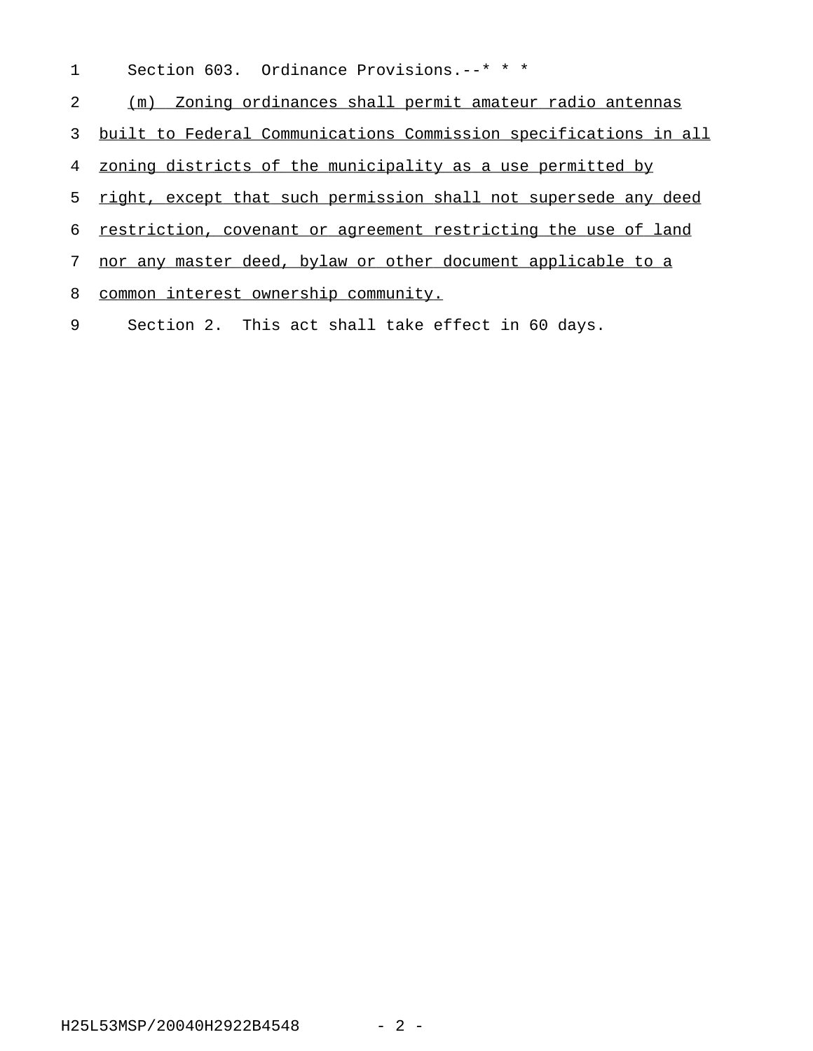Section 603. Ordinance Provisions.--* * *

(m) Zoning ordinances shall permit amateur radio antennas built to Federal Communications Commission specifications in all zoning districts of the municipality as a use permitted by right, except that such permission shall not supersede any deed restriction, covenant or agreement restricting the use of land nor any master deed, bylaw or other document applicable to a common interest ownership community.

Section 2. This act shall take effect in 60 days.